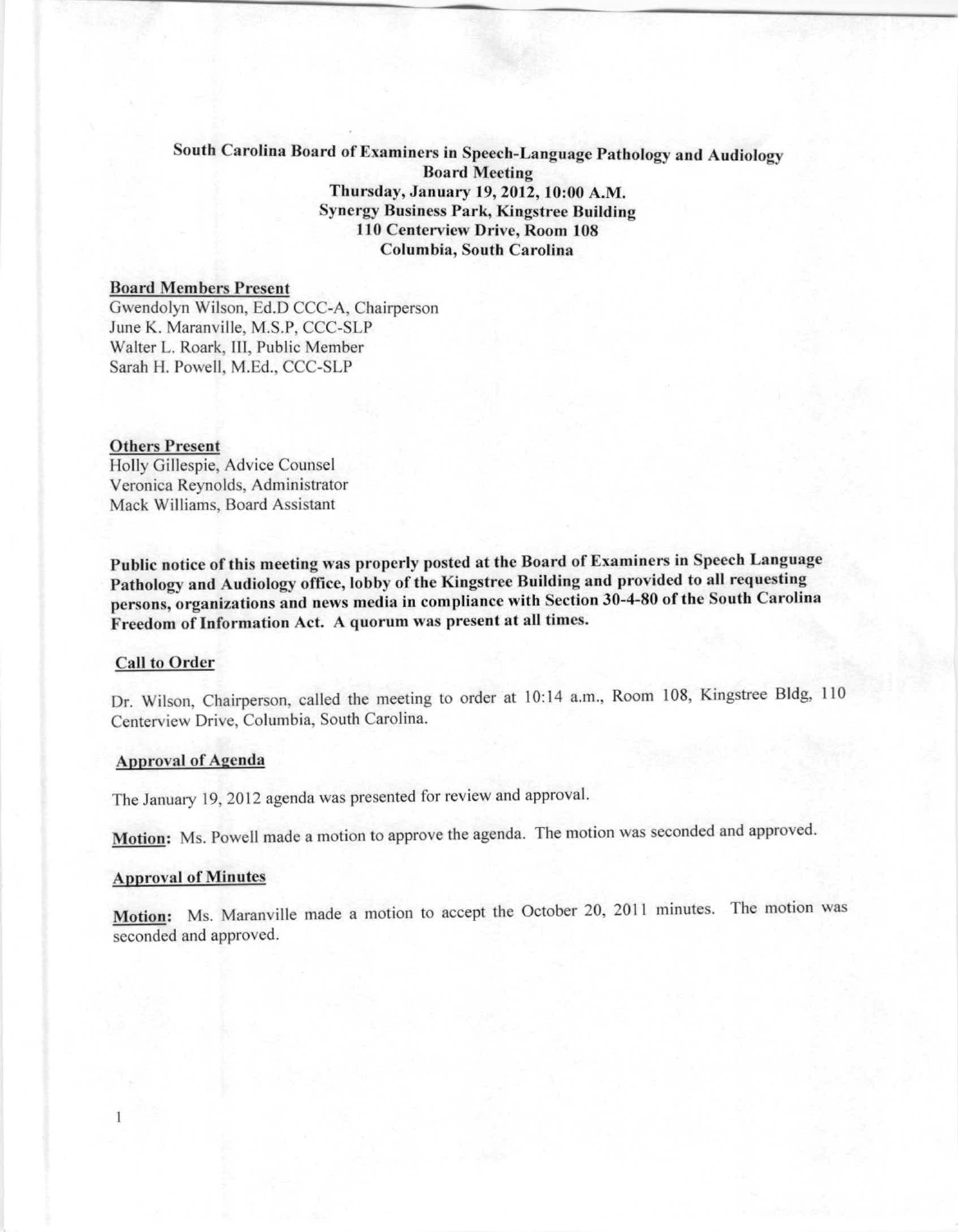**South Carolina Board of Examiners in Speech-Language Pathology and Audiology**
**Board Meeting**
**Thursday, January 19, 2012, 10:00 A.M.**
**Synergy Business Park, Kingstree Building**
**110 Centerview Drive, Room 108**
**Columbia, South Carolina**

**Board Members Present**

Gwendolyn Wilson, Ed.D CCC-A, Chairperson
June K. Maranville, M.S.P, CCC-SLP
Walter L. Roark, III, Public Member
Sarah H. Powell, M.Ed., CCC-SLP

**Others Present**

Holly Gillespie, Advice Counsel
Veronica Reynolds, Administrator
Mack Williams, Board Assistant

**Public notice of this meeting was properly posted at the Board of Examiners in Speech Language Pathology and Audiology office, lobby of the Kingstree Building and provided to all requesting persons, organizations and news media in compliance with Section 30-4-80 of the South Carolina Freedom of Information Act. A quorum was present at all times.**

**Call to Order**

Dr. Wilson, Chairperson, called the meeting to order at 10:14 a.m., Room 108, Kingstree Bldg, 110 Centerview Drive, Columbia, South Carolina.

**Approval of Agenda**

The January 19, 2012 agenda was presented for review and approval.

**Motion:** Ms. Powell made a motion to approve the agenda. The motion was seconded and approved.

**Approval of Minutes**

**Motion:** Ms. Maranville made a motion to accept the October 20, 2011 minutes. The motion was seconded and approved.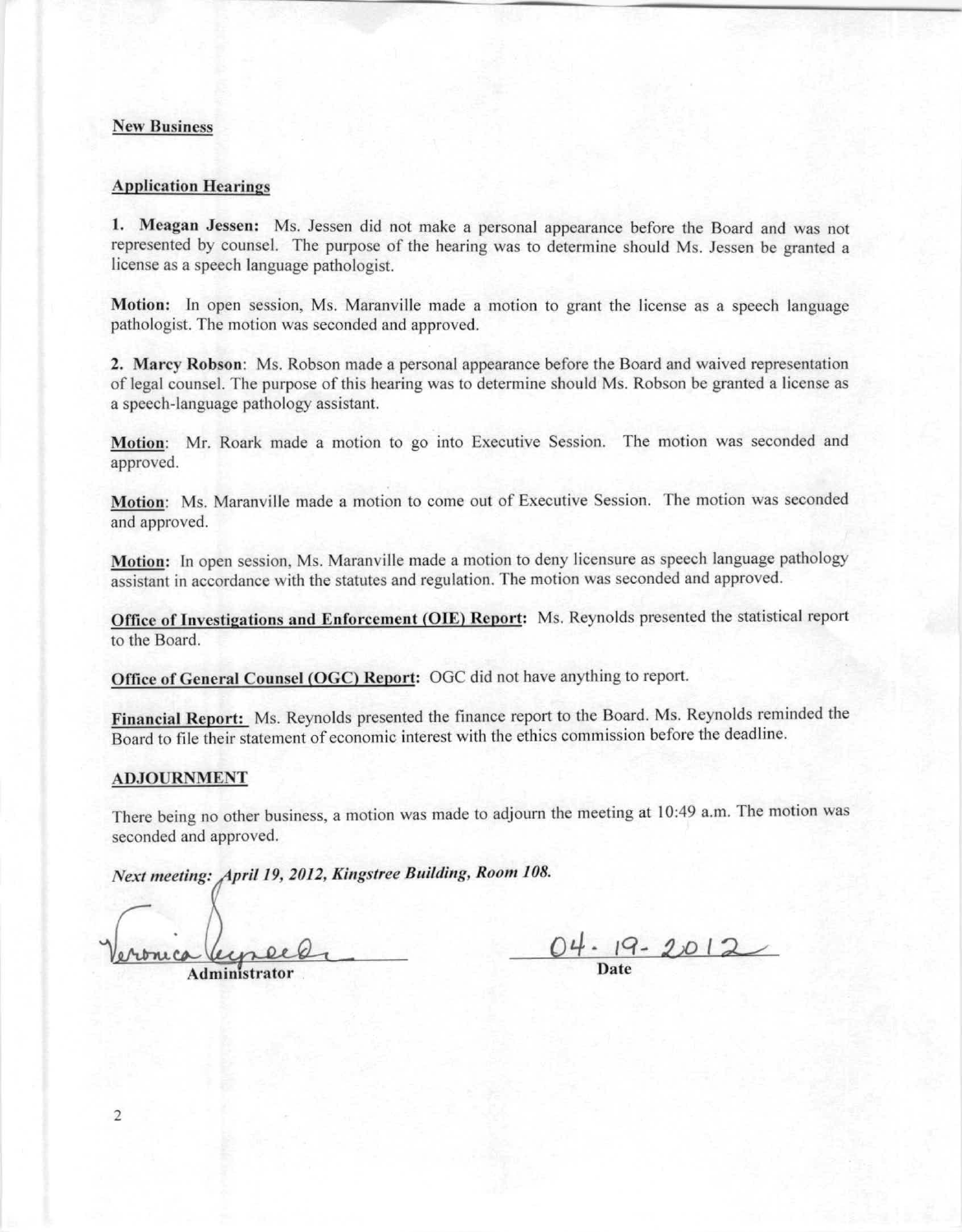**New Business**

**Application Hearings**

**1. Meagan Jessen:** Ms. Jessen did not make a personal appearance before the Board and was not represented by counsel. The purpose of the hearing was to determine should Ms. Jessen be granted a license as a speech language pathologist.

**Motion:** In open session, Ms. Maranville made a motion to grant the license as a speech language pathologist. The motion was seconded and approved.

**2. Marcy Robson**: Ms. Robson made a personal appearance before the Board and waived representation of legal counsel. The purpose of this hearing was to determine should Ms. Robson be granted a license as a speech-language pathology assistant.

**Motion**: Mr. Roark made a motion to go into Executive Session. The motion was seconded and approved.

**Motion**: Ms. Maranville made a motion to come out of Executive Session. The motion was seconded and approved.

**Motion:** In open session, Ms. Maranville made a motion to deny licensure as speech language pathology assistant in accordance with the statutes and regulation. The motion was seconded and approved.

**Office of Investigations and Enforcement (OIE) Report:** Ms. Reynolds presented the statistical report to the Board.

**Office of General Counsel (OGC) Report:** OGC did not have anything to report.

**Financial Report:** Ms. Reynolds presented the finance report to the Board. Ms. Reynolds reminded the Board to file their statement of economic interest with the ethics commission before the deadline.

**ADJOURNMENT**

There being no other business, a motion was made to adjourn the meeting at 10:49 a.m. The motion was seconded and approved.

***Next meeting: April 19, 2012, Kingstree Building, Room 108.***

Veronica Leysoe... 
**Administrator**

04-19-2012
**Date**